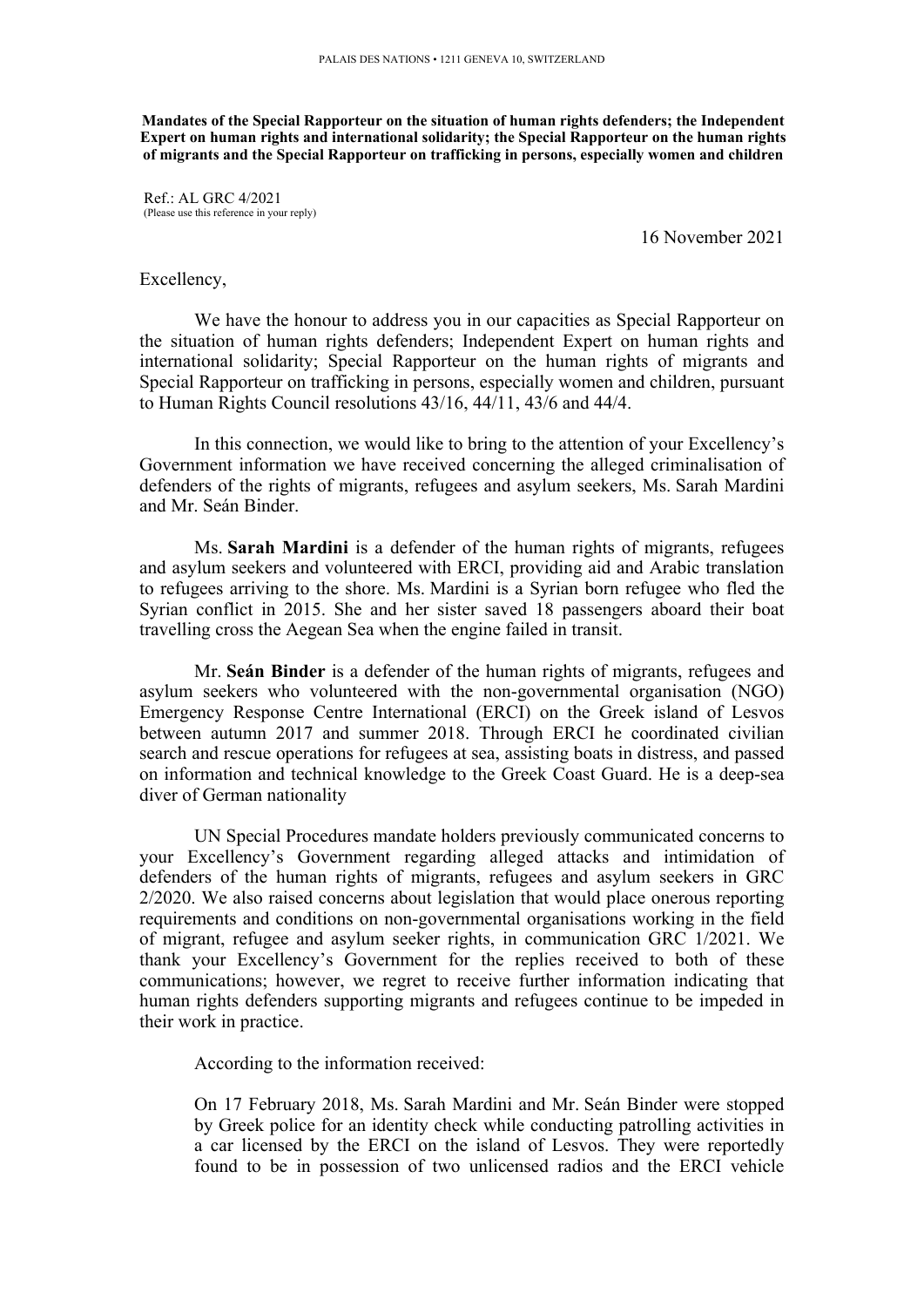PALAIS DES NATIONS • 1211 GENEVA 10, SWITZERLAND

**Mandates of the Special Rapporteur on the situation of human rights defenders; the Independent Expert on human rights and international solidarity; the Special Rapporteur on the human rights of migrants and the Special Rapporteur on trafficking in persons, especially women and children**

Ref.: AL GRC 4/2021
(Please use this reference in your reply)

16 November 2021

Excellency,

We have the honour to address you in our capacities as Special Rapporteur on the situation of human rights defenders; Independent Expert on human rights and international solidarity; Special Rapporteur on the human rights of migrants and Special Rapporteur on trafficking in persons, especially women and children, pursuant to Human Rights Council resolutions 43/16, 44/11, 43/6 and 44/4.

In this connection, we would like to bring to the attention of your Excellency's Government information we have received concerning the alleged criminalisation of defenders of the rights of migrants, refugees and asylum seekers, Ms. Sarah Mardini and Mr. Seán Binder.

Ms. **Sarah Mardini** is a defender of the human rights of migrants, refugees and asylum seekers and volunteered with ERCI, providing aid and Arabic translation to refugees arriving to the shore. Ms. Mardini is a Syrian born refugee who fled the Syrian conflict in 2015. She and her sister saved 18 passengers aboard their boat travelling cross the Aegean Sea when the engine failed in transit.

Mr. **Seán Binder** is a defender of the human rights of migrants, refugees and asylum seekers who volunteered with the non-governmental organisation (NGO) Emergency Response Centre International (ERCI) on the Greek island of Lesvos between autumn 2017 and summer 2018. Through ERCI he coordinated civilian search and rescue operations for refugees at sea, assisting boats in distress, and passed on information and technical knowledge to the Greek Coast Guard. He is a deep-sea diver of German nationality

UN Special Procedures mandate holders previously communicated concerns to your Excellency's Government regarding alleged attacks and intimidation of defenders of the human rights of migrants, refugees and asylum seekers in GRC 2/2020. We also raised concerns about legislation that would place onerous reporting requirements and conditions on non-governmental organisations working in the field of migrant, refugee and asylum seeker rights, in communication GRC 1/2021. We thank your Excellency's Government for the replies received to both of these communications; however, we regret to receive further information indicating that human rights defenders supporting migrants and refugees continue to be impeded in their work in practice.

According to the information received:

> On 17 February 2018, Ms. Sarah Mardini and Mr. Seán Binder were stopped by Greek police for an identity check while conducting patrolling activities in a car licensed by the ERCI on the island of Lesvos. They were reportedly found to be in possession of two unlicensed radios and the ERCI vehicle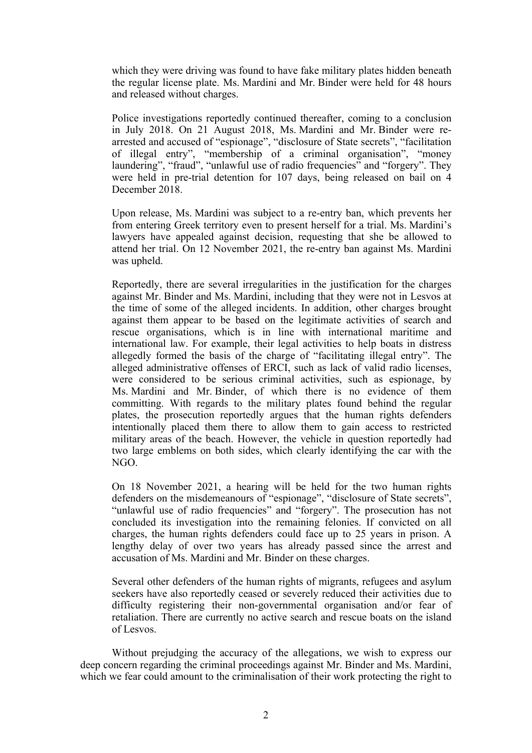which they were driving was found to have fake military plates hidden beneath the regular license plate. Ms. Mardini and Mr. Binder were held for 48 hours and released without charges.

Police investigations reportedly continued thereafter, coming to a conclusion in July 2018. On 21 August 2018, Ms. Mardini and Mr. Binder were re-arrested and accused of "espionage", "disclosure of State secrets", "facilitation of illegal entry", "membership of a criminal organisation", "money laundering", "fraud", "unlawful use of radio frequencies" and "forgery". They were held in pre-trial detention for 107 days, being released on bail on 4 December 2018.

Upon release, Ms. Mardini was subject to a re-entry ban, which prevents her from entering Greek territory even to present herself for a trial. Ms. Mardini's lawyers have appealed against decision, requesting that she be allowed to attend her trial. On 12 November 2021, the re-entry ban against Ms. Mardini was upheld.

Reportedly, there are several irregularities in the justification for the charges against Mr. Binder and Ms. Mardini, including that they were not in Lesvos at the time of some of the alleged incidents. In addition, other charges brought against them appear to be based on the legitimate activities of search and rescue organisations, which is in line with international maritime and international law. For example, their legal activities to help boats in distress allegedly formed the basis of the charge of "facilitating illegal entry". The alleged administrative offenses of ERCI, such as lack of valid radio licenses, were considered to be serious criminal activities, such as espionage, by Ms. Mardini and Mr. Binder, of which there is no evidence of them committing. With regards to the military plates found behind the regular plates, the prosecution reportedly argues that the human rights defenders intentionally placed them there to allow them to gain access to restricted military areas of the beach. However, the vehicle in question reportedly had two large emblems on both sides, which clearly identifying the car with the NGO.

On 18 November 2021, a hearing will be held for the two human rights defenders on the misdemeanours of "espionage", "disclosure of State secrets", "unlawful use of radio frequencies" and "forgery". The prosecution has not concluded its investigation into the remaining felonies. If convicted on all charges, the human rights defenders could face up to 25 years in prison. A lengthy delay of over two years has already passed since the arrest and accusation of Ms. Mardini and Mr. Binder on these charges.

Several other defenders of the human rights of migrants, refugees and asylum seekers have also reportedly ceased or severely reduced their activities due to difficulty registering their non-governmental organisation and/or fear of retaliation. There are currently no active search and rescue boats on the island of Lesvos.

Without prejudging the accuracy of the allegations, we wish to express our deep concern regarding the criminal proceedings against Mr. Binder and Ms. Mardini, which we fear could amount to the criminalisation of their work protecting the right to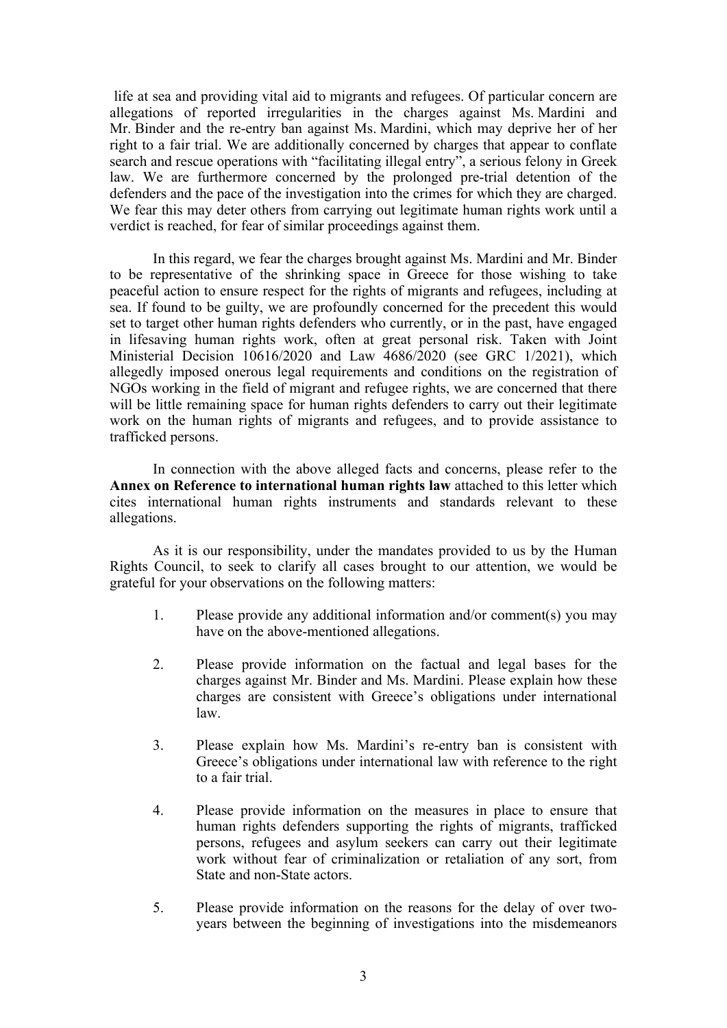life at sea and providing vital aid to migrants and refugees. Of particular concern are allegations of reported irregularities in the charges against Ms. Mardini and Mr. Binder and the re-entry ban against Ms. Mardini, which may deprive her of her right to a fair trial. We are additionally concerned by charges that appear to conflate search and rescue operations with "facilitating illegal entry", a serious felony in Greek law. We are furthermore concerned by the prolonged pre-trial detention of the defenders and the pace of the investigation into the crimes for which they are charged. We fear this may deter others from carrying out legitimate human rights work until a verdict is reached, for fear of similar proceedings against them.

In this regard, we fear the charges brought against Ms. Mardini and Mr. Binder to be representative of the shrinking space in Greece for those wishing to take peaceful action to ensure respect for the rights of migrants and refugees, including at sea. If found to be guilty, we are profoundly concerned for the precedent this would set to target other human rights defenders who currently, or in the past, have engaged in lifesaving human rights work, often at great personal risk. Taken with Joint Ministerial Decision 10616/2020 and Law 4686/2020 (see GRC 1/2021), which allegedly imposed onerous legal requirements and conditions on the registration of NGOs working in the field of migrant and refugee rights, we are concerned that there will be little remaining space for human rights defenders to carry out their legitimate work on the human rights of migrants and refugees, and to provide assistance to trafficked persons.

In connection with the above alleged facts and concerns, please refer to the **Annex on Reference to international human rights law** attached to this letter which cites international human rights instruments and standards relevant to these allegations.

As it is our responsibility, under the mandates provided to us by the Human Rights Council, to seek to clarify all cases brought to our attention, we would be grateful for your observations on the following matters:

1. Please provide any additional information and/or comment(s) you may have on the above-mentioned allegations.

2. Please provide information on the factual and legal bases for the charges against Mr. Binder and Ms. Mardini. Please explain how these charges are consistent with Greece's obligations under international law.

3. Please explain how Ms. Mardini's re-entry ban is consistent with Greece's obligations under international law with reference to the right to a fair trial.

4. Please provide information on the measures in place to ensure that human rights defenders supporting the rights of migrants, trafficked persons, refugees and asylum seekers can carry out their legitimate work without fear of criminalization or retaliation of any sort, from State and non-State actors.

5. Please provide information on the reasons for the delay of over two-years between the beginning of investigations into the misdemeanors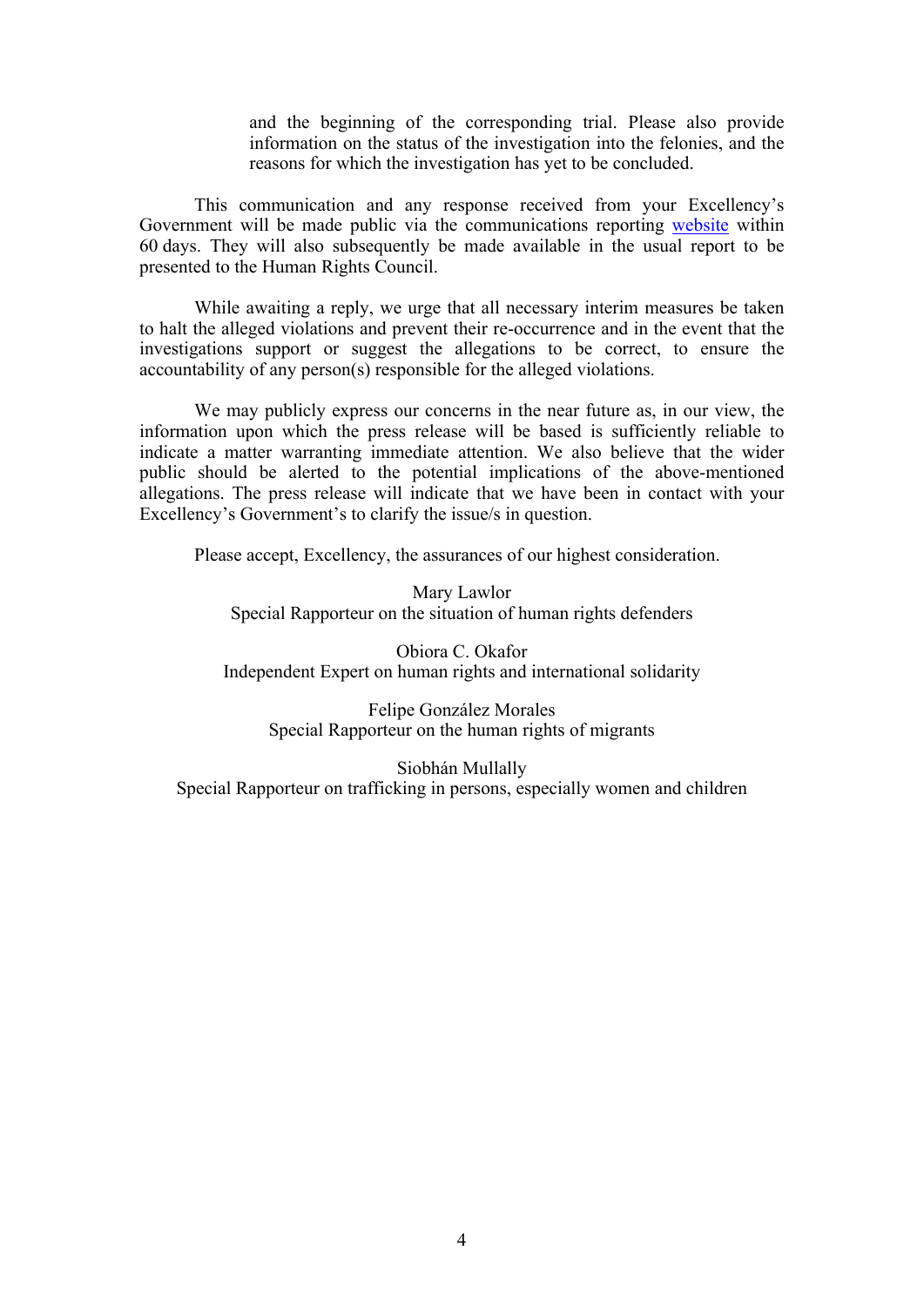and the beginning of the corresponding trial. Please also provide information on the status of the investigation into the felonies, and the reasons for which the investigation has yet to be concluded.

This communication and any response received from your Excellency's Government will be made public via the communications reporting website within 60 days. They will also subsequently be made available in the usual report to be presented to the Human Rights Council.

While awaiting a reply, we urge that all necessary interim measures be taken to halt the alleged violations and prevent their re-occurrence and in the event that the investigations support or suggest the allegations to be correct, to ensure the accountability of any person(s) responsible for the alleged violations.

We may publicly express our concerns in the near future as, in our view, the information upon which the press release will be based is sufficiently reliable to indicate a matter warranting immediate attention. We also believe that the wider public should be alerted to the potential implications of the above-mentioned allegations. The press release will indicate that we have been in contact with your Excellency's Government's to clarify the issue/s in question.

Please accept, Excellency, the assurances of our highest consideration.

Mary Lawlor
Special Rapporteur on the situation of human rights defenders

Obiora C. Okafor
Independent Expert on human rights and international solidarity

Felipe González Morales
Special Rapporteur on the human rights of migrants

Siobhán Mullally
Special Rapporteur on trafficking in persons, especially women and children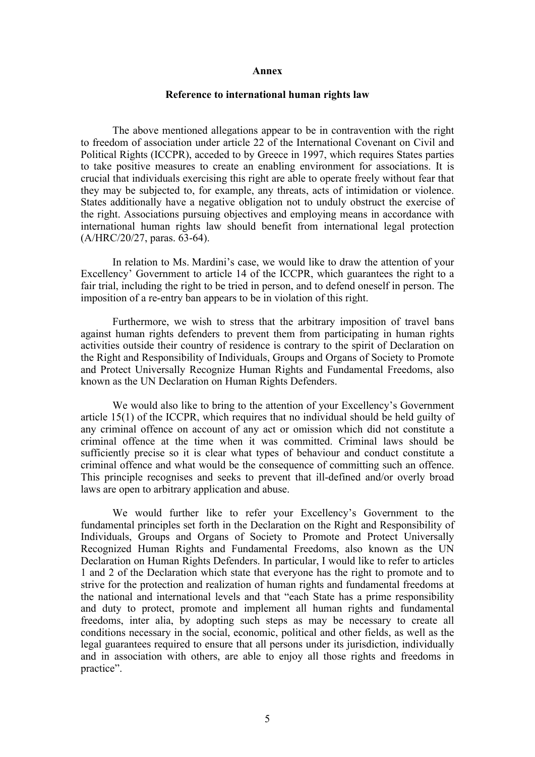**Annex**

**Reference to international human rights law**

The above mentioned allegations appear to be in contravention with the right to freedom of association under article 22 of the International Covenant on Civil and Political Rights (ICCPR), acceded to by Greece in 1997, which requires States parties to take positive measures to create an enabling environment for associations. It is crucial that individuals exercising this right are able to operate freely without fear that they may be subjected to, for example, any threats, acts of intimidation or violence. States additionally have a negative obligation not to unduly obstruct the exercise of the right. Associations pursuing objectives and employing means in accordance with international human rights law should benefit from international legal protection (A/HRC/20/27, paras. 63-64).

In relation to Ms. Mardini's case, we would like to draw the attention of your Excellency' Government to article 14 of the ICCPR, which guarantees the right to a fair trial, including the right to be tried in person, and to defend oneself in person. The imposition of a re-entry ban appears to be in violation of this right.

Furthermore, we wish to stress that the arbitrary imposition of travel bans against human rights defenders to prevent them from participating in human rights activities outside their country of residence is contrary to the spirit of Declaration on the Right and Responsibility of Individuals, Groups and Organs of Society to Promote and Protect Universally Recognize Human Rights and Fundamental Freedoms, also known as the UN Declaration on Human Rights Defenders.

We would also like to bring to the attention of your Excellency's Government article 15(1) of the ICCPR, which requires that no individual should be held guilty of any criminal offence on account of any act or omission which did not constitute a criminal offence at the time when it was committed. Criminal laws should be sufficiently precise so it is clear what types of behaviour and conduct constitute a criminal offence and what would be the consequence of committing such an offence. This principle recognises and seeks to prevent that ill-defined and/or overly broad laws are open to arbitrary application and abuse.

We would further like to refer your Excellency's Government to the fundamental principles set forth in the Declaration on the Right and Responsibility of Individuals, Groups and Organs of Society to Promote and Protect Universally Recognized Human Rights and Fundamental Freedoms, also known as the UN Declaration on Human Rights Defenders. In particular, I would like to refer to articles 1 and 2 of the Declaration which state that everyone has the right to promote and to strive for the protection and realization of human rights and fundamental freedoms at the national and international levels and that "each State has a prime responsibility and duty to protect, promote and implement all human rights and fundamental freedoms, inter alia, by adopting such steps as may be necessary to create all conditions necessary in the social, economic, political and other fields, as well as the legal guarantees required to ensure that all persons under its jurisdiction, individually and in association with others, are able to enjoy all those rights and freedoms in practice".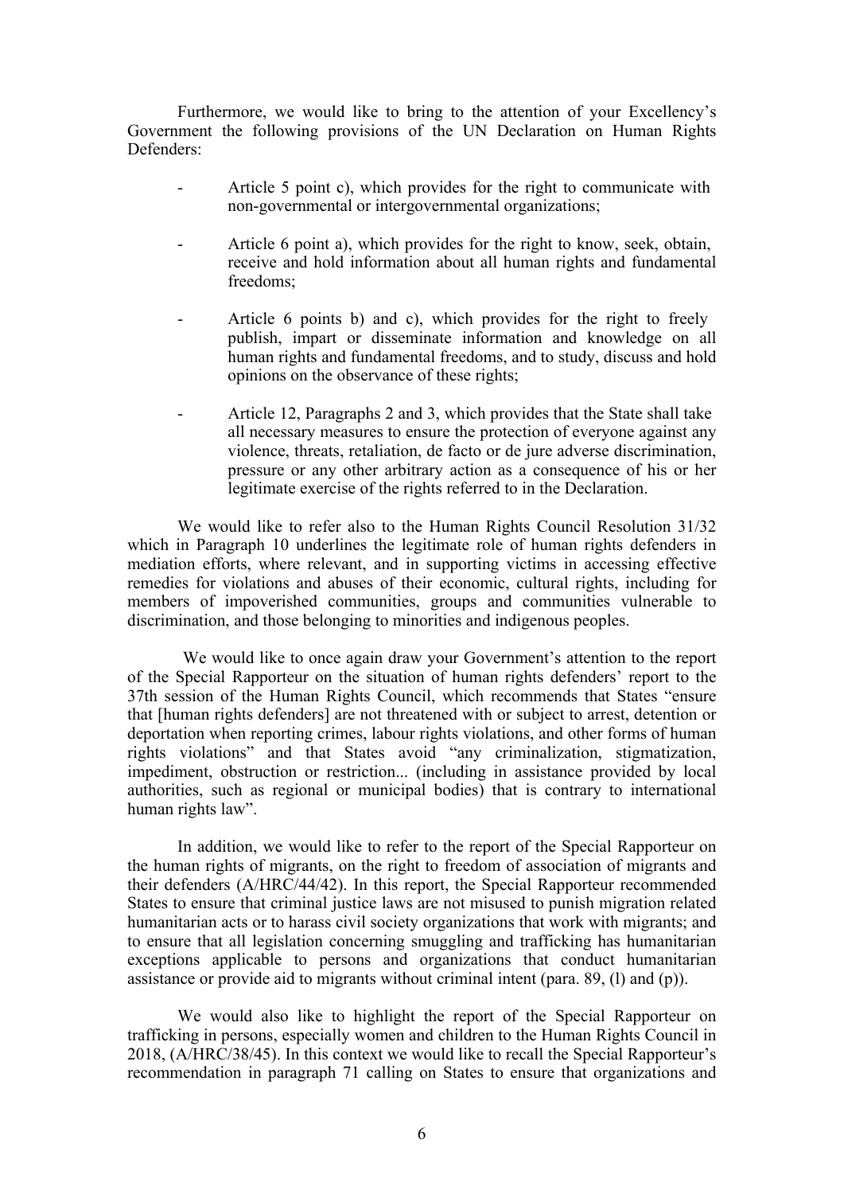Furthermore, we would like to bring to the attention of your Excellency's Government the following provisions of the UN Declaration on Human Rights Defenders:

- Article 5 point c), which provides for the right to communicate with non-governmental or intergovernmental organizations;

- Article 6 point a), which provides for the right to know, seek, obtain, receive and hold information about all human rights and fundamental freedoms;

- Article 6 points b) and c), which provides for the right to freely publish, impart or disseminate information and knowledge on all human rights and fundamental freedoms, and to study, discuss and hold opinions on the observance of these rights;

- Article 12, Paragraphs 2 and 3, which provides that the State shall take all necessary measures to ensure the protection of everyone against any violence, threats, retaliation, de facto or de jure adverse discrimination, pressure or any other arbitrary action as a consequence of his or her legitimate exercise of the rights referred to in the Declaration.

We would like to refer also to the Human Rights Council Resolution 31/32 which in Paragraph 10 underlines the legitimate role of human rights defenders in mediation efforts, where relevant, and in supporting victims in accessing effective remedies for violations and abuses of their economic, cultural rights, including for members of impoverished communities, groups and communities vulnerable to discrimination, and those belonging to minorities and indigenous peoples.

We would like to once again draw your Government's attention to the report of the Special Rapporteur on the situation of human rights defenders' report to the 37th session of the Human Rights Council, which recommends that States "ensure that [human rights defenders] are not threatened with or subject to arrest, detention or deportation when reporting crimes, labour rights violations, and other forms of human rights violations" and that States avoid "any criminalization, stigmatization, impediment, obstruction or restriction... (including in assistance provided by local authorities, such as regional or municipal bodies) that is contrary to international human rights law".

In addition, we would like to refer to the report of the Special Rapporteur on the human rights of migrants, on the right to freedom of association of migrants and their defenders (A/HRC/44/42). In this report, the Special Rapporteur recommended States to ensure that criminal justice laws are not misused to punish migration related humanitarian acts or to harass civil society organizations that work with migrants; and to ensure that all legislation concerning smuggling and trafficking has humanitarian exceptions applicable to persons and organizations that conduct humanitarian assistance or provide aid to migrants without criminal intent (para. 89, (l) and (p)).

We would also like to highlight the report of the Special Rapporteur on trafficking in persons, especially women and children to the Human Rights Council in 2018, (A/HRC/38/45). In this context we would like to recall the Special Rapporteur's recommendation in paragraph 71 calling on States to ensure that organizations and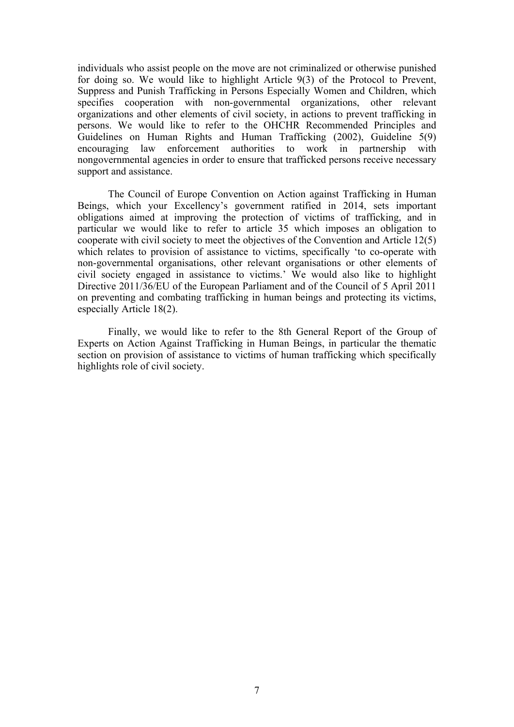individuals who assist people on the move are not criminalized or otherwise punished for doing so. We would like to highlight Article 9(3) of the Protocol to Prevent, Suppress and Punish Trafficking in Persons Especially Women and Children, which specifies cooperation with non-governmental organizations, other relevant organizations and other elements of civil society, in actions to prevent trafficking in persons. We would like to refer to the OHCHR Recommended Principles and Guidelines on Human Rights and Human Trafficking (2002), Guideline 5(9) encouraging law enforcement authorities to work in partnership with nongovernmental agencies in order to ensure that trafficked persons receive necessary support and assistance.

The Council of Europe Convention on Action against Trafficking in Human Beings, which your Excellency's government ratified in 2014, sets important obligations aimed at improving the protection of victims of trafficking, and in particular we would like to refer to article 35 which imposes an obligation to cooperate with civil society to meet the objectives of the Convention and Article 12(5) which relates to provision of assistance to victims, specifically 'to co-operate with non-governmental organisations, other relevant organisations or other elements of civil society engaged in assistance to victims.' We would also like to highlight Directive 2011/36/EU of the European Parliament and of the Council of 5 April 2011 on preventing and combating trafficking in human beings and protecting its victims, especially Article 18(2).

Finally, we would like to refer to the 8th General Report of the Group of Experts on Action Against Trafficking in Human Beings, in particular the thematic section on provision of assistance to victims of human trafficking which specifically highlights role of civil society.